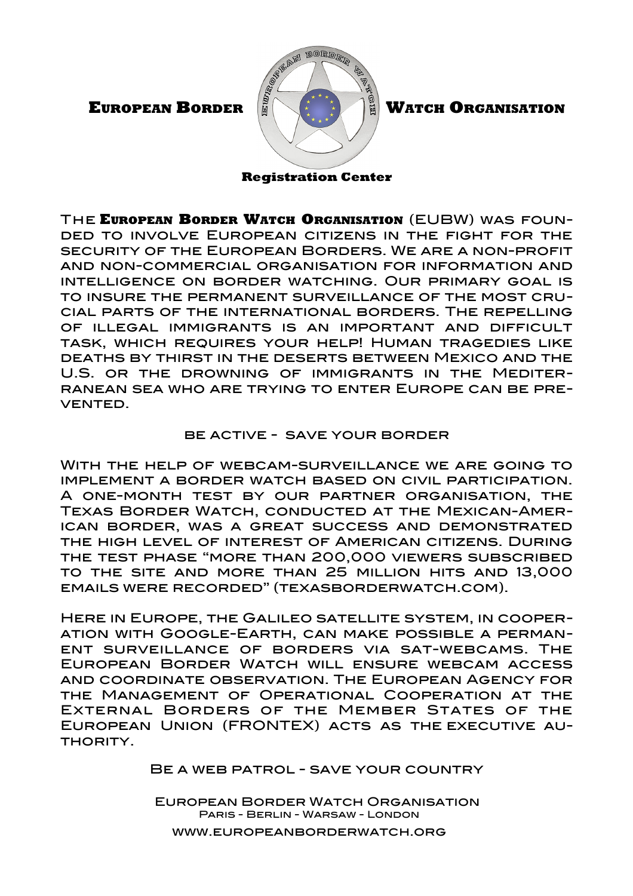# European Border Watch Organisation

**Registration Center**

The **European Border Watch Organisation** (EUBW) was founded to involve European citizens in the fight for the security of the European Borders. We are a non-profit and non-commercial organisation for information and intelligence on border watching. Our primary goal is to insure the permanent surveillance of the most crucial parts of the international borders. The repelling of illegal immigrants is an important and difficult task, which requires your help! Human tragedies like deaths by thirst in the deserts between Mexico and the U.S. or the drowning of immigrants in the Mediterranean Sea who are trying to enter Europe can be prevented.

be active - save your border

With the help of webcam-surveillance we are going to implement a border watch based on civil participation. A one-month test by our partner organisation, the Texas Border Watch, conducted at the Mexican-American border, was a great success and demonstrated the high level of interest of American citizens. During the test phase "more than 200,000 viewers subscribed to the site and more than 25 million hits and 13,000 emails were recorded" (texasborderwatch.com).

Here in Europe, the Galileo satellite system, in cooperation with Google-Earth, can make possible a permanent surveillance of borders via sat-webcams. The European Border Watch will ensure webcam access and coordinate observation. The European Agency for the Management of Operational Cooperation at the External Borders of the Member States of the European Union (FRONTEX) acts as the executive authority.

Be a web patrol - save your country

European Border Watch Organisation
Paris - Berlin - Warsaw - London
www.europeanborderwatch.org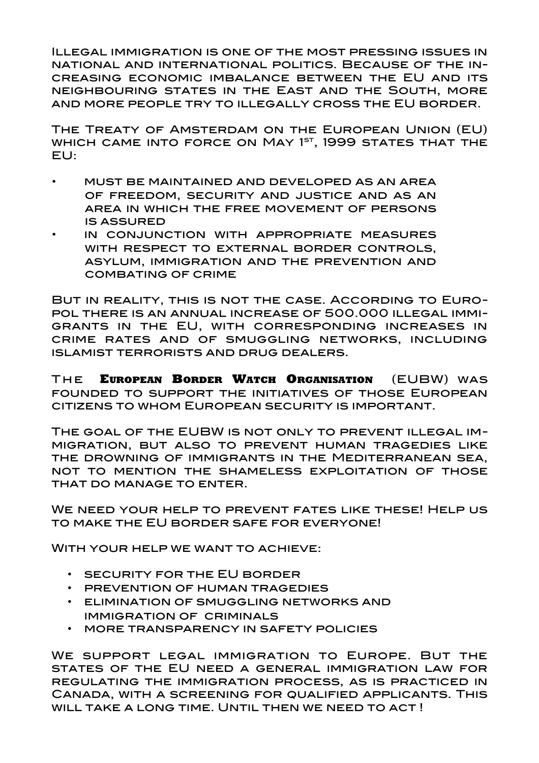Illegal immigration is one of the most pressing issues in national and international politics. Because of the increasing economic imbalance between the EU and its neighbouring states in the East and the South, more and more people try to illegally cross the EU border.

The Treaty of Amsterdam on the European Union (EU) which came into force on May 1st, 1999 states that the EU:

- must be maintained and developed as an area of freedom, security and justice and as an area in which the free movement of persons is assured
- in conjunction with appropriate measures with respect to external border controls, asylum, immigration and the prevention and combating of crime

But in reality, this is not the case. According to Europol there is an annual increase of 500.000 illegal immigrants in the EU, with corresponding increases in crime rates and of smuggling networks, including islamist terrorists and drug dealers.

The **European Border Watch Organisation** (EUBW) was founded to support the initiatives of those European citizens to whom European security is important.

The goal of the EUBW is not only to prevent illegal immigration, but also to prevent human tragedies like the drowning of immigrants in the Mediterranean sea, not to mention the shameless exploitation of those that do manage to enter.

We need your help to prevent fates like these! Help us to make the EU border safe for everyone!

With your help we want to achieve:

- security for the EU border
- prevention of human tragedies
- elimination of smuggling networks and immigration of criminals
- more transparency in safety policies

We support legal immigration to Europe. But the states of the EU need a general immigration law for regulating the immigration process, as is practiced in Canada, with a screening for qualified applicants. This will take a long time. Until then we need to act !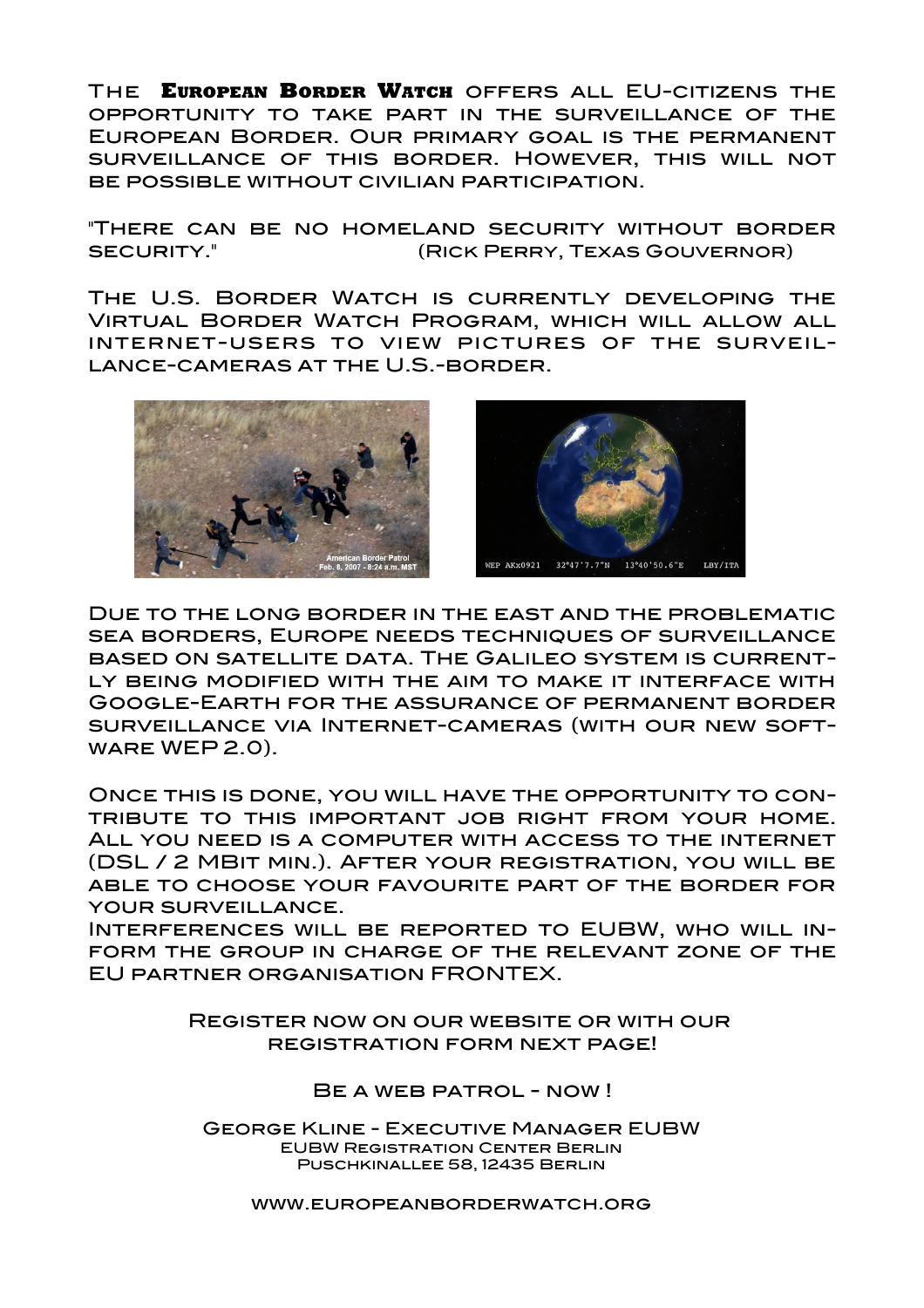The **European Border Watch** offers all EU-citizens the opportunity to take part in the surveillance of the European Border. Our primary goal is the permanent surveillance of this border. However, this will not be possible without civilian participation.

"There can be no homeland security without border security." (Rick Perry, Texas Gouvernor)

The U.S. Border Watch is currently developing the Virtual Border Watch Program, which will allow all internet-users to view pictures of the surveillance-cameras at the U.S.-border.

Due to the long border in the east and the problematic sea borders, Europe needs techniques of surveillance based on satellite data. The Galileo system is currently being modified with the aim to make it interface with Google-Earth for the assurance of permanent border surveillance via Internet-cameras (with our new software WEP 2.0).

Once this is done, you will have the opportunity to contribute to this important job right from your home. All you need is a computer with access to the internet (DSL / 2 MBit min.). After your registration, you will be able to choose your favourite part of the border for your surveillance.

Interferences will be reported to EUBW, who will inform the group in charge of the relevant zone of the EU partner organisation FRONTEX.

Register now on our website or with our registration form next page!

Be a web patrol - now!

George Kline - Executive Manager EUBW
EUBW Registration Center Berlin
Puschkinallee 58, 12435 Berlin

www.europeanborderwatch.org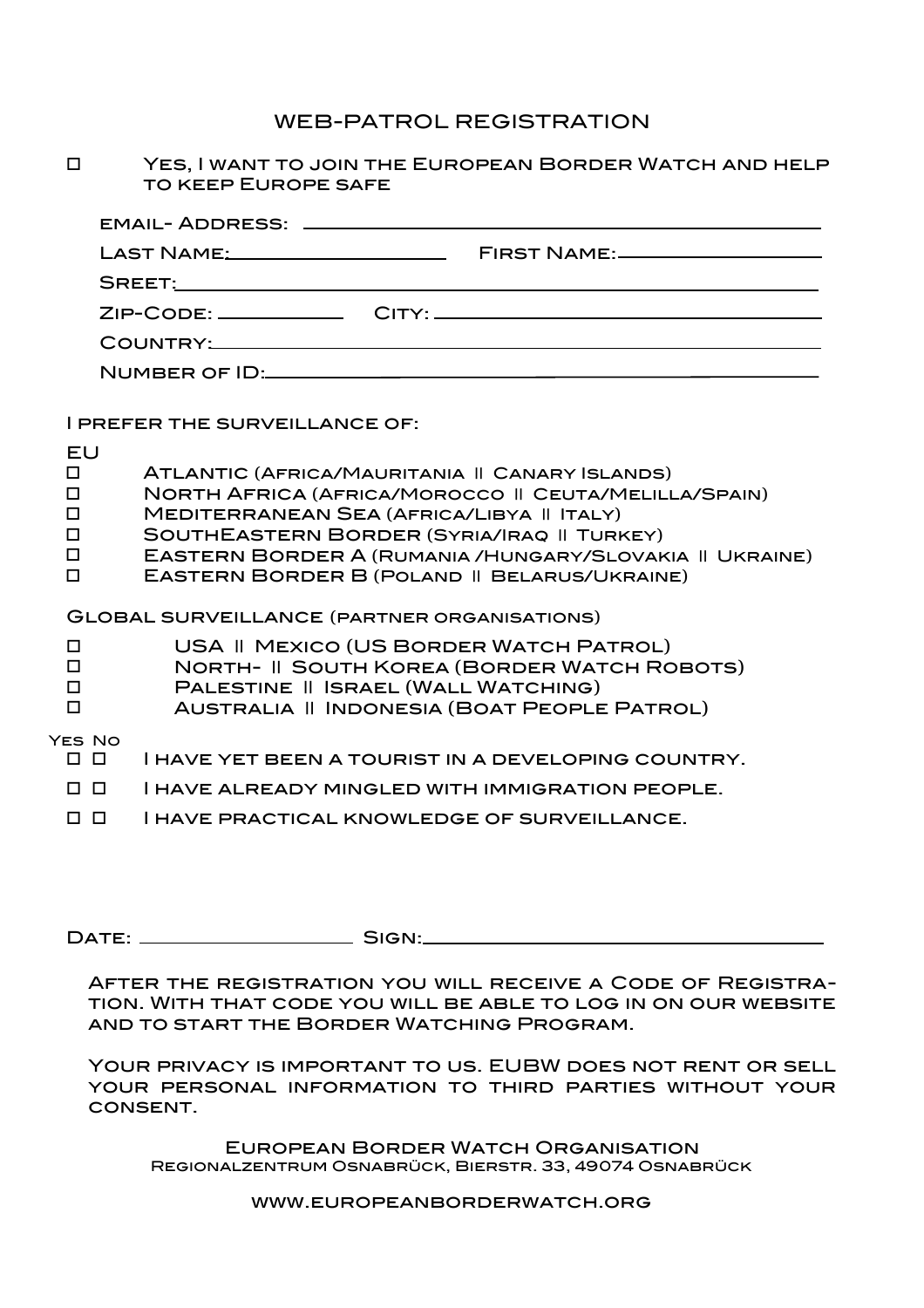# WEB-PATROL REGISTRATION

☐ Yes, I want to join the European Border Watch and help to keep Europe safe

email- Address: ______________________________

Last Name: ____________________ First Name: ____________________

Sreet: ______________________________

Zip-Code: ____________ City: ______________________________

Country: ______________________________

Number of ID: ______________________________

I prefer the surveillance of:

EU

- ☐ Atlantic (Africa/Mauritania || Canary Islands)
- ☐ North Africa (Africa/Morocco || Ceuta/Melilla/Spain)
- ☐ Mediterranean Sea (Africa/Libya || Italy)
- ☐ SouthEastern Border (Syria/Iraq || Turkey)
- ☐ Eastern Border A (Rumania /Hungary/Slovakia || Ukraine)
- ☐ Eastern Border B (Poland || Belarus/Ukraine)

Global surveillance (partner organisations)

- ☐ USA || Mexico (US Border Watch Patrol)
- ☐ North- || South Korea (Border Watch Robots)
- ☐ Palestine || Israel (Wall Watching)
- ☐ Australia || Indonesia (Boat People Patrol)

| Yes | No | |
|---|---|---|
| ☐ | ☐ | I have yet been a tourist in a developing country. |
| ☐ | ☐ | I have already mingled with immigration people. |
| ☐ | ☐ | I have practical knowledge of surveillance. |

Date: ____________________ Sign: ______________________________

After the registration you will receive a Code of Registration. With that code you will be able to log in on our website and to start the Border Watching Program.

Your privacy is important to us. EUBW does not rent or sell your personal information to third parties without your consent.

European Border Watch Organisation
Regionalzentrum Osnabrück, Bierstr. 33, 49074 Osnabrück

www.europeanborderwatch.org